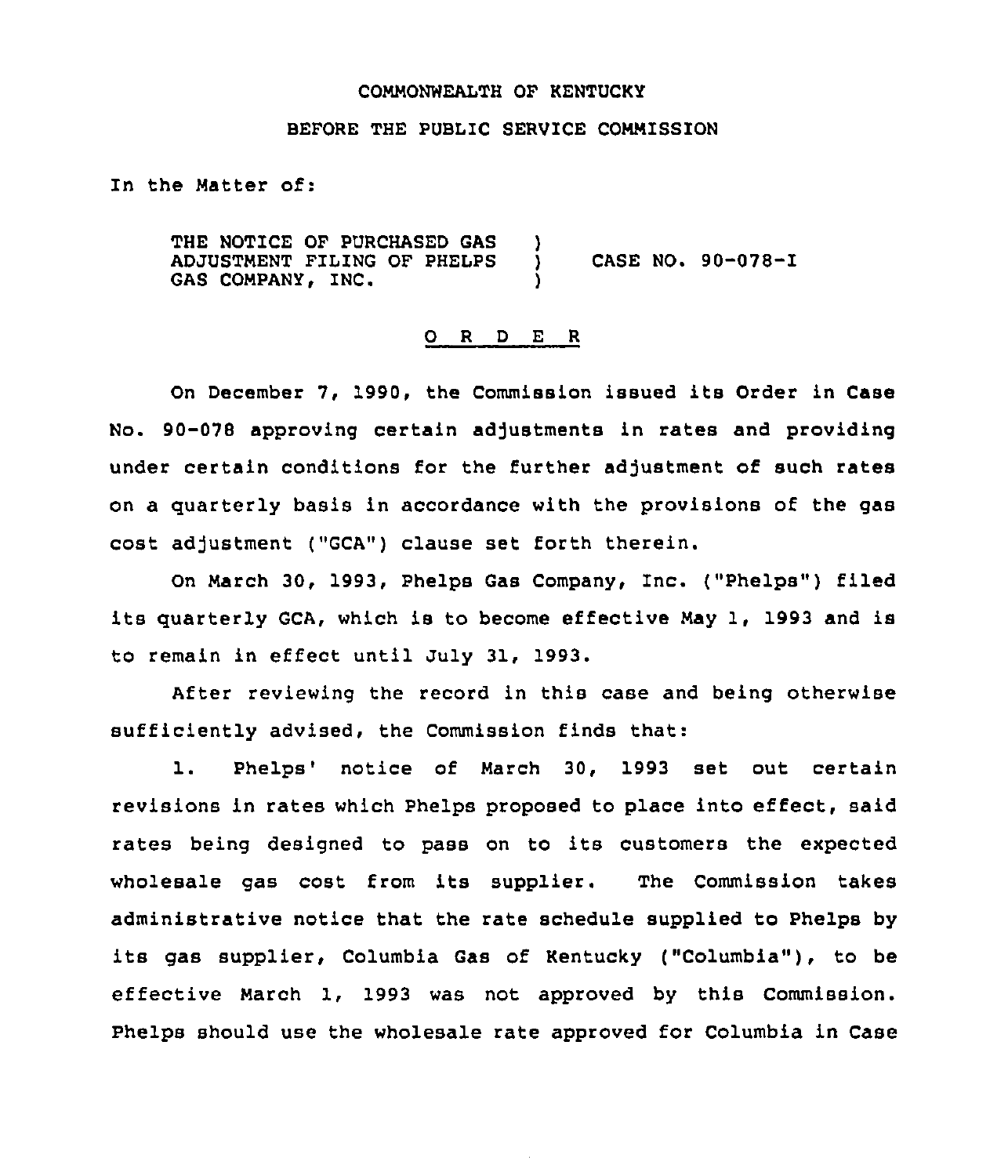COMMONWEALTH OF KENTUCKY

BEFORE THE PUBLIC SERVICE COMMISSION

In the Matter of:

THE NOTICE OF PURCHASED GAS ADJUSTMENT FILING OF PHELPS GAS COMPANY, INC. ) CASE NO. 90-078-I

O R D E R

On December 7, 1990, the Commission issued its Order in Case No. 90-078 approving certain adjustments in rates and providing under certain conditions for the further adjustment of such rates on a quarterly basis in accordance with the provisions of the gas cost adjustment ("GCA") clause set forth therein.

On March 30, 1993, Phelps Gas Company, Inc. ("Phelps") filed its quarterly GCA, which is to become effective May 1, 1993 and is to remain in effect until July 31, 1993.

After reviewing the record in this case and being otherwise sufficiently advised, the Commission finds that:

1. Phelps' notice of March 30, 1993 set out certain revisions in rates which Phelps proposed to place into effect, said rates being designed to pass on to its customers the expected wholesale gas cost from its supplier. The Commission takes administrative notice that the rate schedule supplied to Phelps by its gas supplier, Columbia Gas of Kentucky ("Columbia"), to be effective March 1, 1993 was not approved by this Commission. Phelps should use the wholesale rate approved for Columbia in Case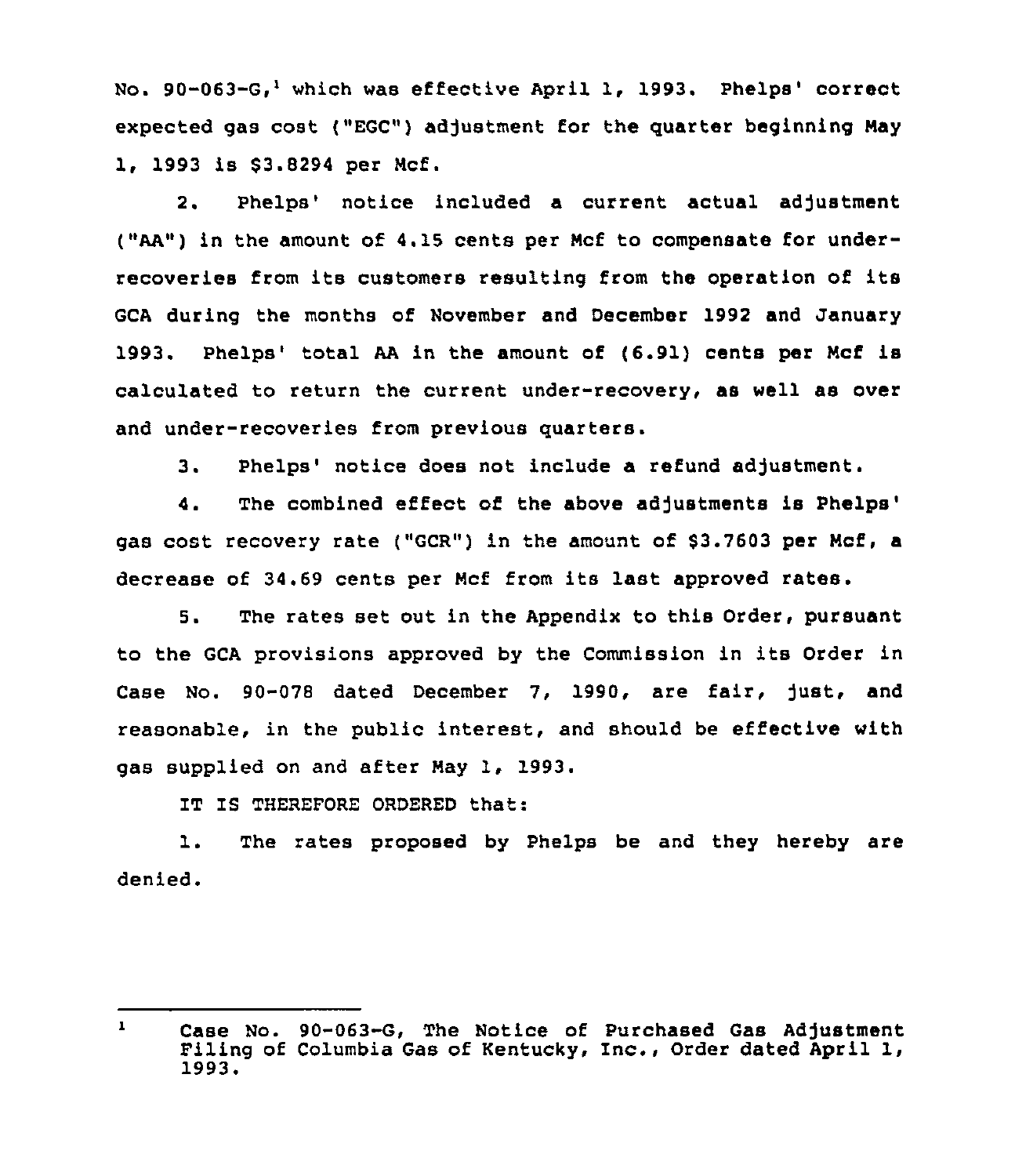No. 90-063-G,[1] which was effective April 1, 1993. Phelps' correct expected gas cost ("EGC") adjustment for the quarter beginning May 1, 1993 is $3.8294 per Mcf.

2. Phelps' notice included a current actual adjustment ("AA") in the amount of 4.15 cents per Mcf to compensate for under-recoveries from its customers resulting from the operation of its GCA during the months of November and December 1992 and January 1993. Phelps' total AA in the amount of (6.91) cents per Mcf is calculated to return the current under-recovery, as well as over and under-recoveries from previous quarters.

3. Phelps' notice does not include a refund adjustment.

4. The combined effect of the above adjustments is Phelps' gas cost recovery rate ("GCR") in the amount of $3.7603 per Mcf, a decrease of 34.69 cents per Mcf from its last approved rates.

5. The rates set out in the Appendix to this Order, pursuant to the GCA provisions approved by the Commission in its Order in Case No. 90-078 dated December 7, 1990, are fair, just, and reasonable, in the public interest, and should be effective with gas supplied on and after May 1, 1993.

IT IS THEREFORE ORDERED that:

1. The rates proposed by Phelps be and they hereby are denied.

---

[1] Case No. 90-063-G, The Notice of Purchased Gas Adjustment Filing of Columbia Gas of Kentucky, Inc., Order dated April 1, 1993.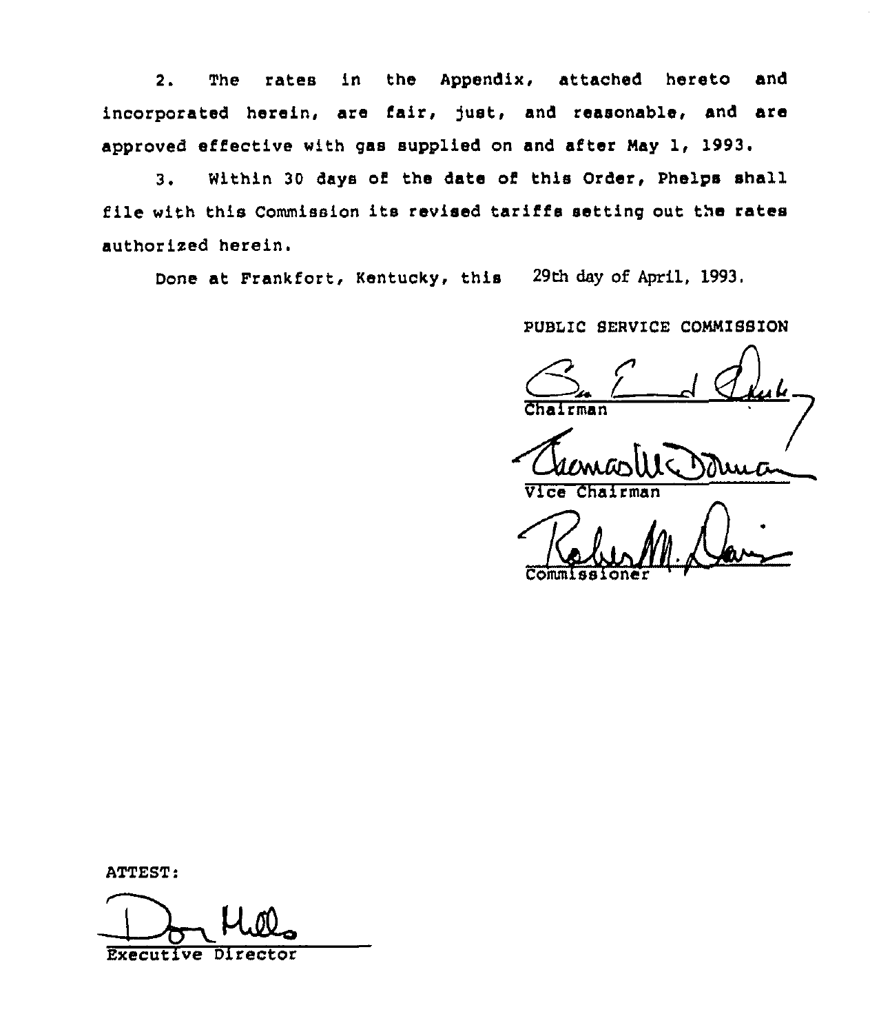2. The rates in the Appendix, attached hereto and incorporated herein, are fair, just, and reasonable, and are approved effective with gas supplied on and after May 1, 1993.

3. Within 30 days of the date of this Order, Phelps shall file with this Commission its revised tariffs setting out the rates authorized herein.

Done at Frankfort, Kentucky, this 29th day of April, 1993.

PUBLIC SERVICE COMMISSION

Chairman

Vice Chairman

Commissioner

ATTEST:

Executive Director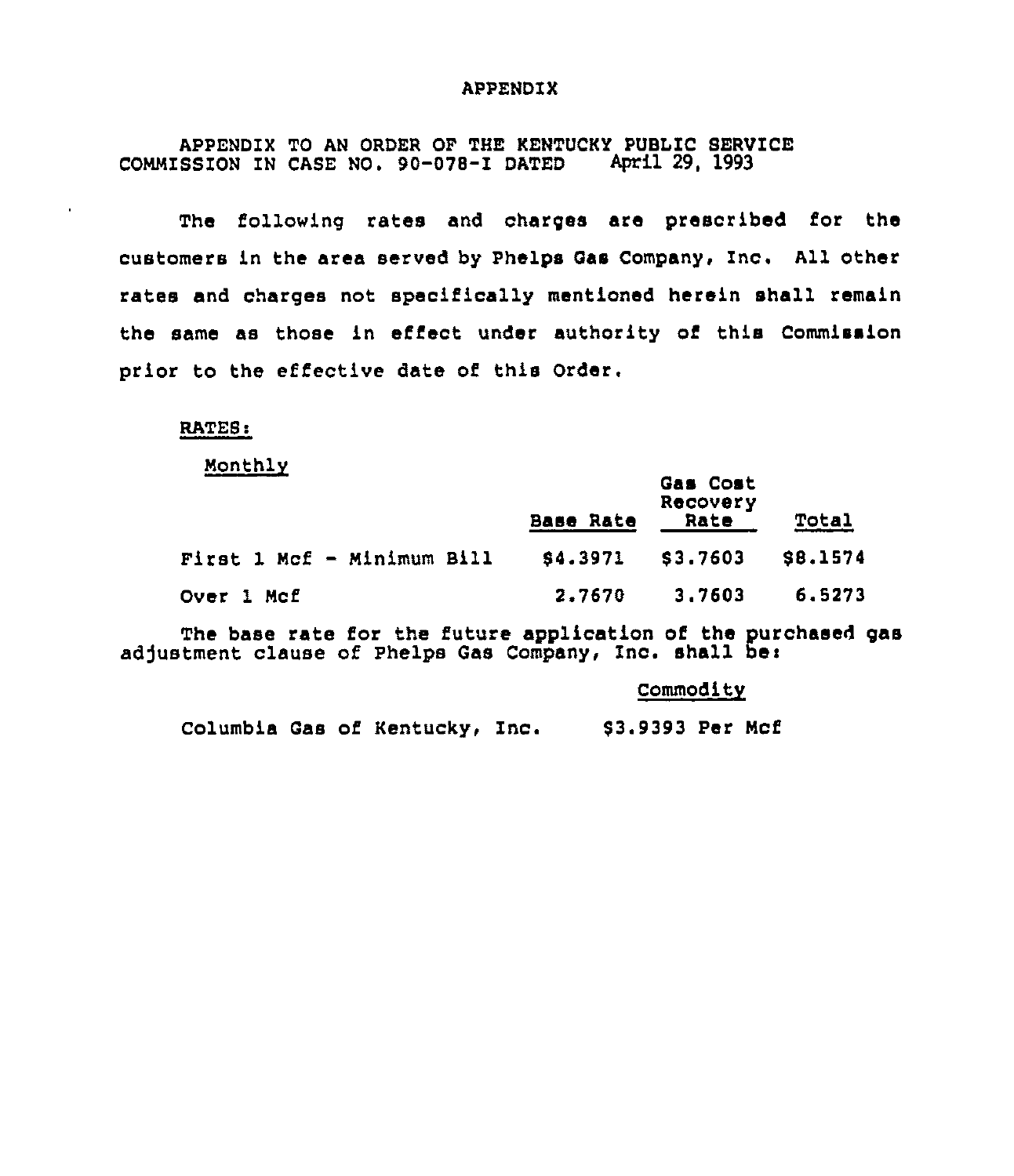# APPENDIX

APPENDIX TO AN ORDER OF THE KENTUCKY PUBLIC SERVICE COMMISSION IN CASE NO. 90-078-I DATED April 29, 1993

The following rates and charges are prescribed for the customers in the area served by Phelps Gas Company, Inc. All other rates and charges not specifically mentioned herein shall remain the same as those in effect under authority of this Commission prior to the effective date of this Order.

RATES:

Monthly

| | Base Rate | Gas Cost Recovery Rate | Total |
|---|---|---|---|
| First 1 Mcf - Minimum Bill | $4.3971 | $3.7603 | $8.1574 |
| Over 1 Mcf | 2.7670 | 3.7603 | 6.5273 |

The base rate for the future application of the purchased gas adjustment clause of Phelps Gas Company, Inc. shall be:

| | Commodity |
|---|---|
| Columbia Gas of Kentucky, Inc. | $3.9393 Per Mcf |